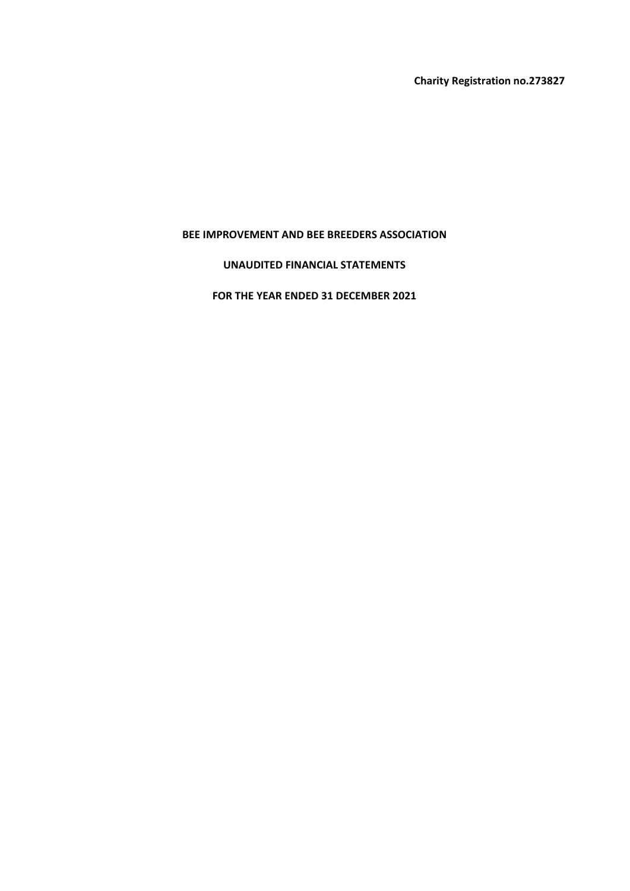**Charity Registration no.273827**

# BEE IMPROVEMENT AND BEE BREEDERS ASSOCIATION

## UNAUDITED FINANCIAL STATEMENTS

## FOR THE YEAR ENDED 31 DECEMBER 2021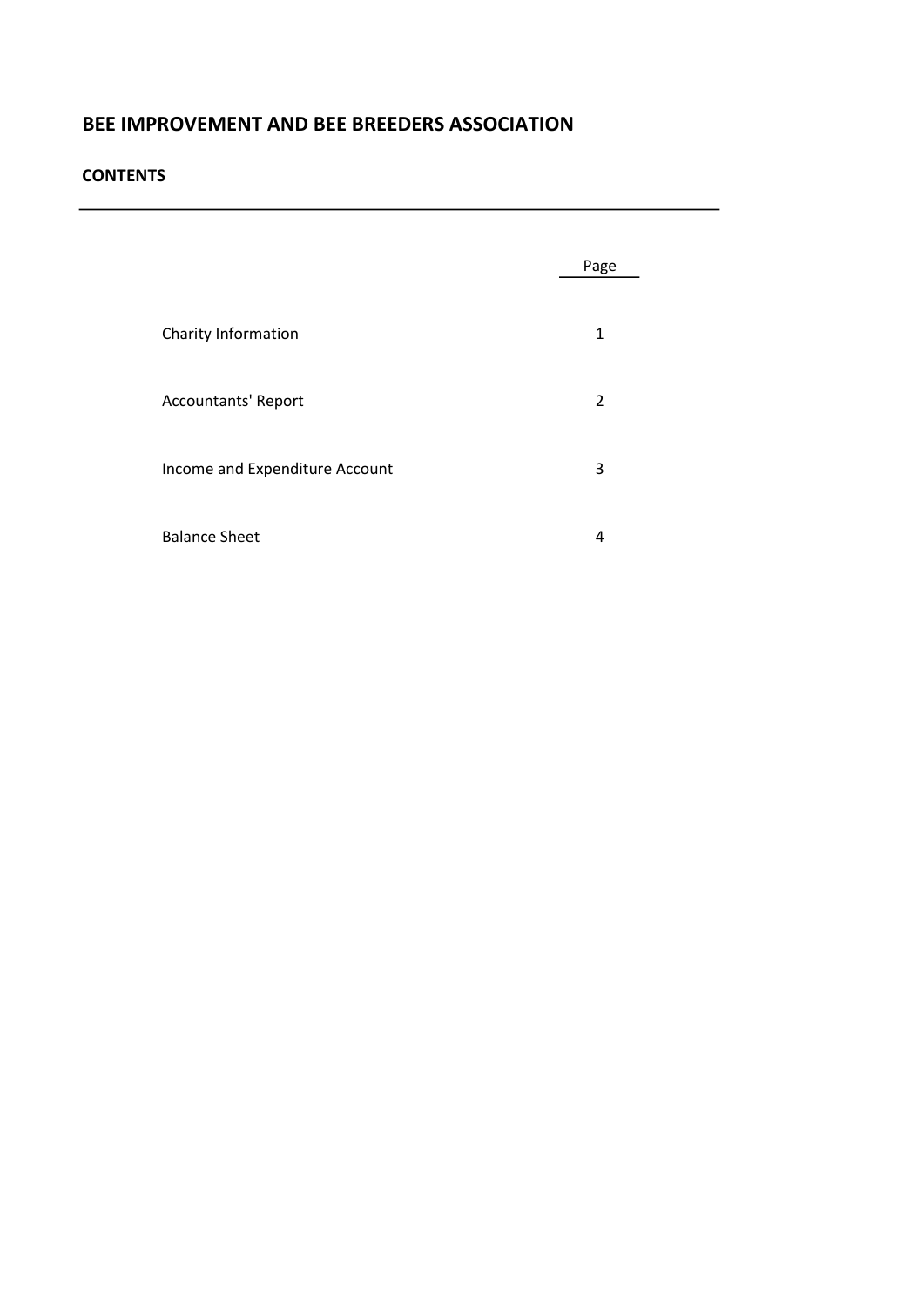# BEE IMPROVEMENT AND BEE BREEDERS ASSOCIATION

## CONTENTS

| | Page |
|---|---|
| Charity Information | 1 |
| Accountants' Report | 2 |
| Income and Expenditure Account | 3 |
| Balance Sheet | 4 |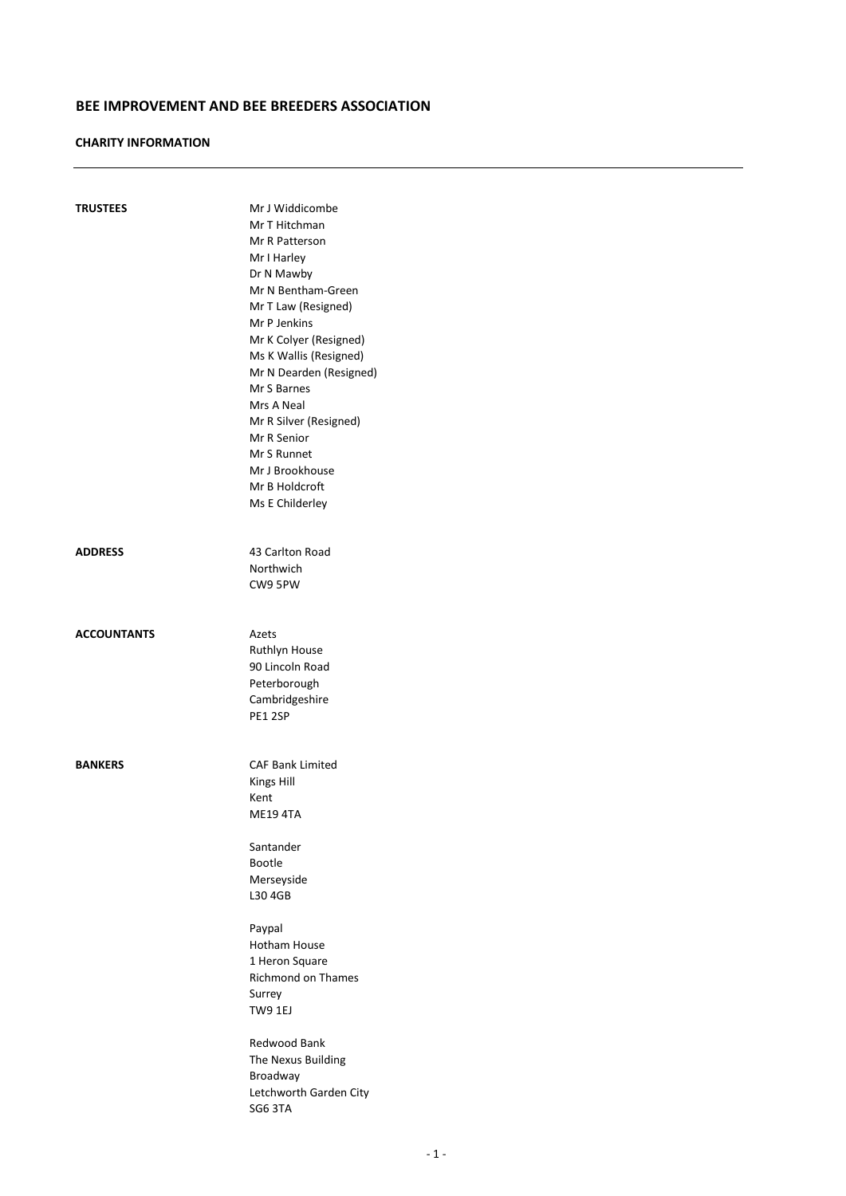## BEE IMPROVEMENT AND BEE BREEDERS ASSOCIATION

### CHARITY INFORMATION

---

| | |
|---|---|
| **TRUSTEES** | Mr J Widdicombe<br>Mr T Hitchman<br>Mr R Patterson<br>Mr I Harley<br>Dr N Mawby<br>Mr N Bentham-Green<br>Mr T Law (Resigned)<br>Mr P Jenkins<br>Mr K Colyer (Resigned)<br>Ms K Wallis (Resigned)<br>Mr N Dearden (Resigned)<br>Mr S Barnes<br>Mrs A Neal<br>Mr R Silver (Resigned)<br>Mr R Senior<br>Mr S Runnet<br>Mr J Brookhouse<br>Mr B Holdcroft<br>Ms E Childerley |
| **ADDRESS** | 43 Carlton Road<br>Northwich<br>CW9 5PW |
| **ACCOUNTANTS** | Azets<br>Ruthlyn House<br>90 Lincoln Road<br>Peterborough<br>Cambridgeshire<br>PE1 2SP |
| **BANKERS** | CAF Bank Limited<br>Kings Hill<br>Kent<br>ME19 4TA<br><br>Santander<br>Bootle<br>Merseyside<br>L30 4GB<br><br>Paypal<br>Hotham House<br>1 Heron Square<br>Richmond on Thames<br>Surrey<br>TW9 1EJ<br><br>Redwood Bank<br>The Nexus Building<br>Broadway<br>Letchworth Garden City<br>SG6 3TA |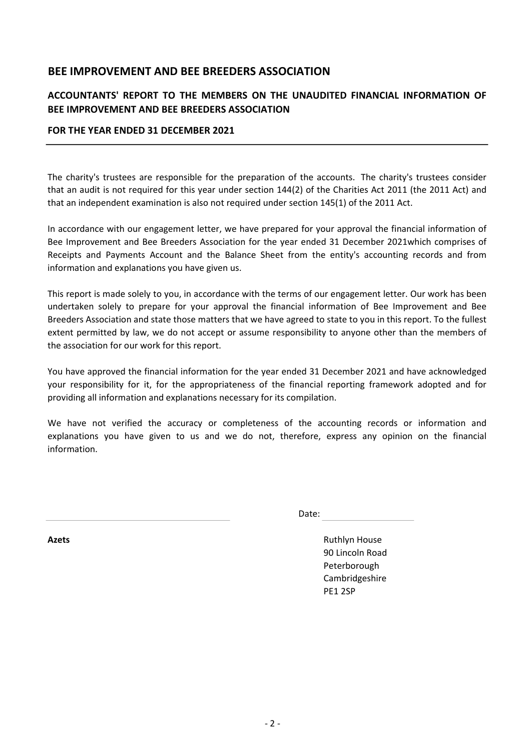# BEE IMPROVEMENT AND BEE BREEDERS ASSOCIATION

## ACCOUNTANTS' REPORT TO THE MEMBERS ON THE UNAUDITED FINANCIAL INFORMATION OF BEE IMPROVEMENT AND BEE BREEDERS ASSOCIATION

### FOR THE YEAR ENDED 31 DECEMBER 2021

The charity's trustees are responsible for the preparation of the accounts. The charity's trustees consider that an audit is not required for this year under section 144(2) of the Charities Act 2011 (the 2011 Act) and that an independent examination is also not required under section 145(1) of the 2011 Act.

In accordance with our engagement letter, we have prepared for your approval the financial information of Bee Improvement and Bee Breeders Association for the year ended 31 December 2021which comprises of Receipts and Payments Account and the Balance Sheet from the entity's accounting records and from information and explanations you have given us.

This report is made solely to you, in accordance with the terms of our engagement letter. Our work has been undertaken solely to prepare for your approval the financial information of Bee Improvement and Bee Breeders Association and state those matters that we have agreed to state to you in this report. To the fullest extent permitted by law, we do not accept or assume responsibility to anyone other than the members of the association for our work for this report.

You have approved the financial information for the year ended 31 December 2021 and have acknowledged your responsibility for it, for the appropriateness of the financial reporting framework adopted and for providing all information and explanations necessary for its compilation.

We have not verified the accuracy or completeness of the accounting records or information and explanations you have given to us and we do not, therefore, express any opinion on the financial information.

Date:

**Azets**

Ruthlyn House
90 Lincoln Road
Peterborough
Cambridgeshire
PE1 2SP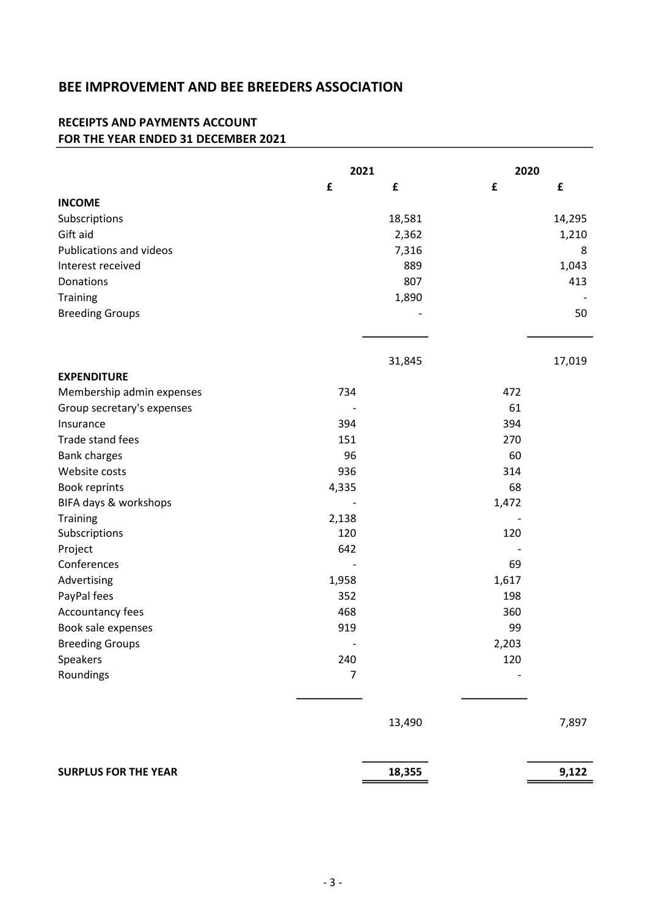# BEE IMPROVEMENT AND BEE BREEDERS ASSOCIATION

## RECEIPTS AND PAYMENTS ACCOUNT
## FOR THE YEAR ENDED 31 DECEMBER 2021

| | 2021 | | 2020 | |
|---|---|---|---|---|
| | £ | £ | £ | £ |
| **INCOME** | | | | |
| Subscriptions | | 18,581 | | 14,295 |
| Gift aid | | 2,362 | | 1,210 |
| Publications and videos | | 7,316 | | 8 |
| Interest received | | 889 | | 1,043 |
| Donations | | 807 | | 413 |
| Training | | 1,890 | | - |
| Breeding Groups | | - | | 50 |
| | | 31,845 | | 17,019 |
| **EXPENDITURE** | | | | |
| Membership admin expenses | 734 | | 472 | |
| Group secretary's expenses | - | | 61 | |
| Insurance | 394 | | 394 | |
| Trade stand fees | 151 | | 270 | |
| Bank charges | 96 | | 60 | |
| Website costs | 936 | | 314 | |
| Book reprints | 4,335 | | 68 | |
| BIFA days & workshops | - | | 1,472 | |
| Training | 2,138 | | - | |
| Subscriptions | 120 | | 120 | |
| Project | 642 | | - | |
| Conferences | - | | 69 | |
| Advertising | 1,958 | | 1,617 | |
| PayPal fees | 352 | | 198 | |
| Accountancy fees | 468 | | 360 | |
| Book sale expenses | 919 | | 99 | |
| Breeding Groups | - | | 2,203 | |
| Speakers | 240 | | 120 | |
| Roundings | 7 | | - | |
| | | 13,490 | | 7,897 |
| **SURPLUS FOR THE YEAR** | | **18,355** | | **9,122** |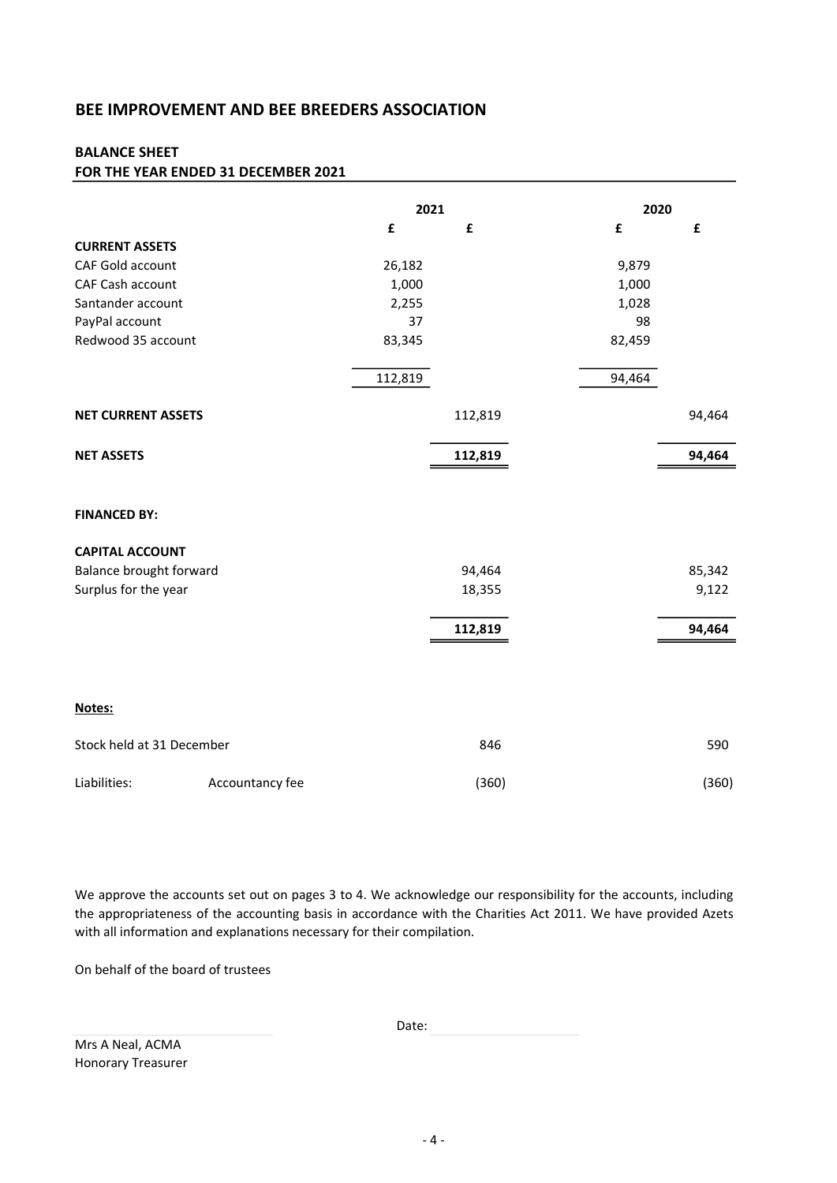# BEE IMPROVEMENT AND BEE BREEDERS ASSOCIATION

## BALANCE SHEET
## FOR THE YEAR ENDED 31 DECEMBER 2021

| | 2021 | | 2020 | |
|---|---|---|---|---|
| | £ | £ | £ | £ |
| **CURRENT ASSETS** | | | | |
| CAF Gold account | 26,182 | | 9,879 | |
| CAF Cash account | 1,000 | | 1,000 | |
| Santander account | 2,255 | | 1,028 | |
| PayPal account | 37 | | 98 | |
| Redwood 35 account | 83,345 | | 82,459 | |
| | 112,819 | | 94,464 | |
| **NET CURRENT ASSETS** | | 112,819 | | 94,464 |
| **NET ASSETS** | | **112,819** | | **94,464** |
| **FINANCED BY:** | | | | |
| **CAPITAL ACCOUNT** | | | | |
| Balance brought forward | | 94,464 | | 85,342 |
| Surplus for the year | | 18,355 | | 9,122 |
| | | **112,819** | | **94,464** |

**Notes:**

| | | 2021 | 2020 |
|---|---|---|---|
| Stock held at 31 December | | 846 | 590 |
| Liabilities: | Accountancy fee | (360) | (360) |

We approve the accounts set out on pages 3 to 4. We acknowledge our responsibility for the accounts, including the appropriateness of the accounting basis in accordance with the Charities Act 2011. We have provided Azets with all information and explanations necessary for their compilation.

On behalf of the board of trustees

Date:

Mrs A Neal, ACMA
Honorary Treasurer